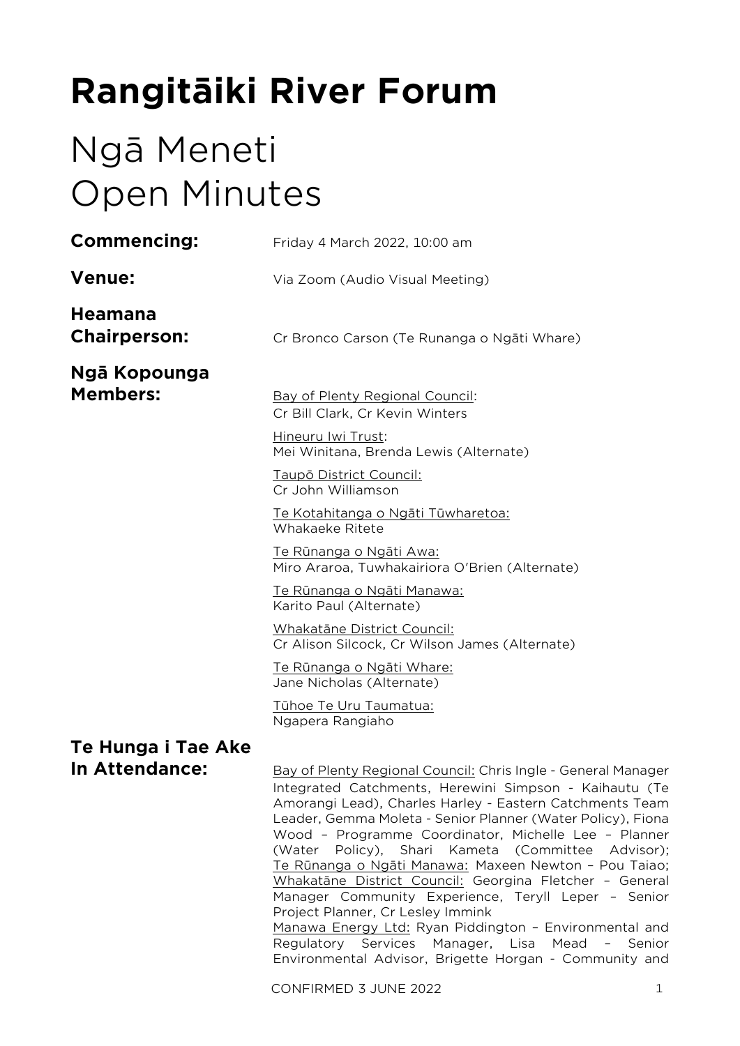# Rangitāiki River Forum

## Ngā Meneti
## Open Minutes

**Commencing:** Friday 4 March 2022, 10:00 am

**Venue:** Via Zoom (Audio Visual Meeting)

**Heamana Chairperson:** Cr Bronco Carson (Te Runanga o Ngāti Whare)

**Ngā Kopounga Members:**

Bay of Plenty Regional Council:
Cr Bill Clark, Cr Kevin Winters

Hineuru Iwi Trust:
Mei Winitana, Brenda Lewis (Alternate)

Taupō District Council:
Cr John Williamson

Te Kotahitanga o Ngāti Tūwharetoa:
Whakaeke Ritete

Te Rūnanga o Ngāti Awa:
Miro Araroa, Tuwhakairiora O'Brien (Alternate)

Te Rūnanga o Ngāti Manawa:
Karito Paul (Alternate)

Whakatāne District Council:
Cr Alison Silcock, Cr Wilson James (Alternate)

Te Rūnanga o Ngāti Whare:
Jane Nicholas (Alternate)

Tūhoe Te Uru Taumatua:
Ngapera Rangiaho

**Te Hunga i Tae Ake In Attendance:**

Bay of Plenty Regional Council: Chris Ingle - General Manager Integrated Catchments, Herewini Simpson - Kaihautu (Te Amorangi Lead), Charles Harley - Eastern Catchments Team Leader, Gemma Moleta - Senior Planner (Water Policy), Fiona Wood – Programme Coordinator, Michelle Lee – Planner (Water Policy), Shari Kameta (Committee Advisor); Te Rūnanga o Ngāti Manawa: Maxeen Newton – Pou Taiao; Whakatāne District Council: Georgina Fletcher – General Manager Community Experience, Teryll Leper – Senior Project Planner, Cr Lesley Immink
Manawa Energy Ltd: Ryan Piddington – Environmental and Regulatory Services Manager, Lisa Mead – Senior Environmental Advisor, Brigette Horgan - Community and

CONFIRMED 3 JUNE 2022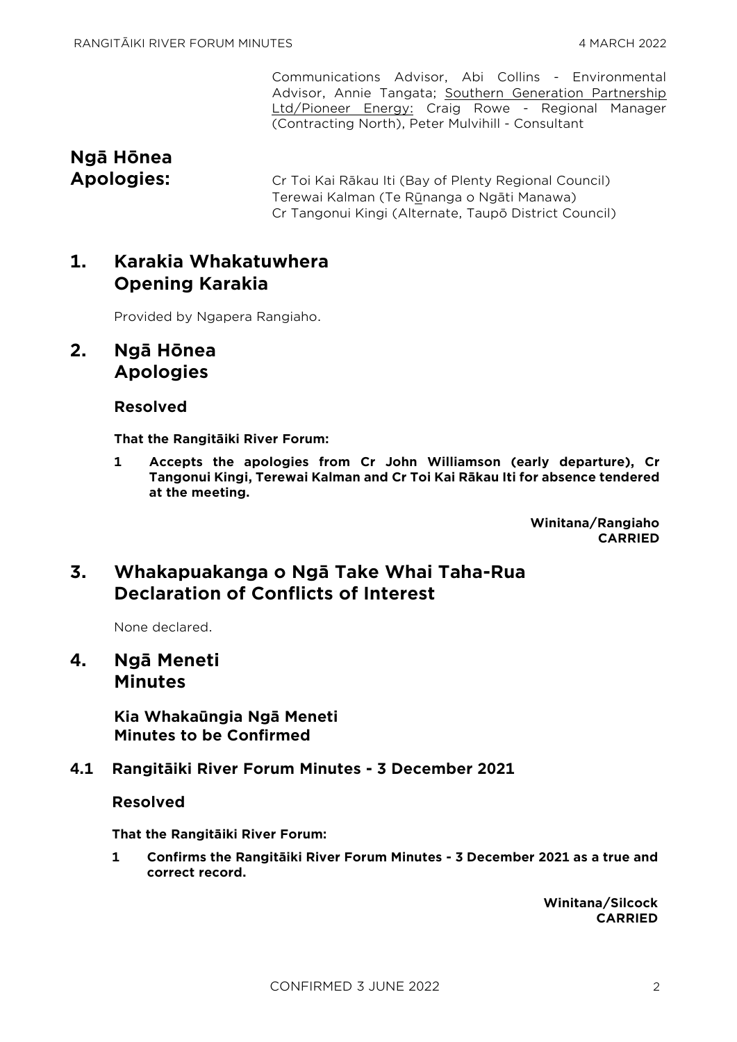Communications Advisor, Abi Collins - Environmental Advisor, Annie Tangata; Southern Generation Partnership Ltd/Pioneer Energy: Craig Rowe - Regional Manager (Contracting North), Peter Mulvihill - Consultant

**Ngā Hōnea Apologies:**

Cr Toi Kai Rākau Iti (Bay of Plenty Regional Council)
Terewai Kalman (Te Rūnanga o Ngāti Manawa)
Cr Tangonui Kingi (Alternate, Taupō District Council)

## 1. Karakia Whakatuwhera Opening Karakia

Provided by Ngapera Rangiaho.

## 2. Ngā Hōnea Apologies

### Resolved

**That the Rangitāiki River Forum:**

**1 Accepts the apologies from Cr John Williamson (early departure), Cr Tangonui Kingi, Terewai Kalman and Cr Toi Kai Rākau Iti for absence tendered at the meeting.**

**Winitana/Rangiaho**
**CARRIED**

## 3. Whakapuakanga o Ngā Take Whai Taha-Rua Declaration of Conflicts of Interest

None declared.

## 4. Ngā Meneti Minutes

### Kia Whakaūngia Ngā Meneti Minutes to be Confirmed

### 4.1 Rangitāiki River Forum Minutes - 3 December 2021

### Resolved

**That the Rangitāiki River Forum:**

**1 Confirms the Rangitāiki River Forum Minutes - 3 December 2021 as a true and correct record.**

**Winitana/Silcock**
**CARRIED**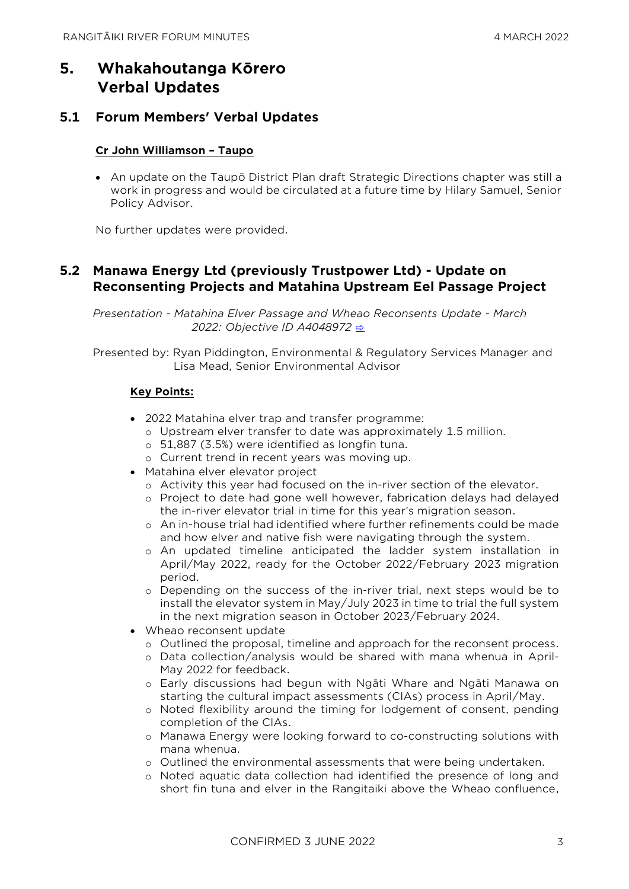# 5. Whakahoutanga Kōrero Verbal Updates

## 5.1 Forum Members' Verbal Updates

**Cr John Williamson – Taupo**

- An update on the Taupō District Plan draft Strategic Directions chapter was still a work in progress and would be circulated at a future time by Hilary Samuel, Senior Policy Advisor.

No further updates were provided.

## 5.2 Manawa Energy Ltd (previously Trustpower Ltd) - Update on Reconsenting Projects and Matahina Upstream Eel Passage Project

*Presentation - Matahina Elver Passage and Wheao Reconsents Update - March 2022: Objective ID A4048972* ⇨

Presented by: Ryan Piddington, Environmental & Regulatory Services Manager and Lisa Mead, Senior Environmental Advisor

**Key Points:**

- 2022 Matahina elver trap and transfer programme:
  - Upstream elver transfer to date was approximately 1.5 million.
  - 51,887 (3.5%) were identified as longfin tuna.
  - Current trend in recent years was moving up.
- Matahina elver elevator project
  - Activity this year had focused on the in-river section of the elevator.
  - Project to date had gone well however, fabrication delays had delayed the in-river elevator trial in time for this year's migration season.
  - An in-house trial had identified where further refinements could be made and how elver and native fish were navigating through the system.
  - An updated timeline anticipated the ladder system installation in April/May 2022, ready for the October 2022/February 2023 migration period.
  - Depending on the success of the in-river trial, next steps would be to install the elevator system in May/July 2023 in time to trial the full system in the next migration season in October 2023/February 2024.
- Wheao reconsent update
  - Outlined the proposal, timeline and approach for the reconsent process.
  - Data collection/analysis would be shared with mana whenua in April-May 2022 for feedback.
  - Early discussions had begun with Ngāti Whare and Ngāti Manawa on starting the cultural impact assessments (CIAs) process in April/May.
  - Noted flexibility around the timing for lodgement of consent, pending completion of the CIAs.
  - Manawa Energy were looking forward to co-constructing solutions with mana whenua.
  - Outlined the environmental assessments that were being undertaken.
  - Noted aquatic data collection had identified the presence of long and short fin tuna and elver in the Rangitaiki above the Wheao confluence,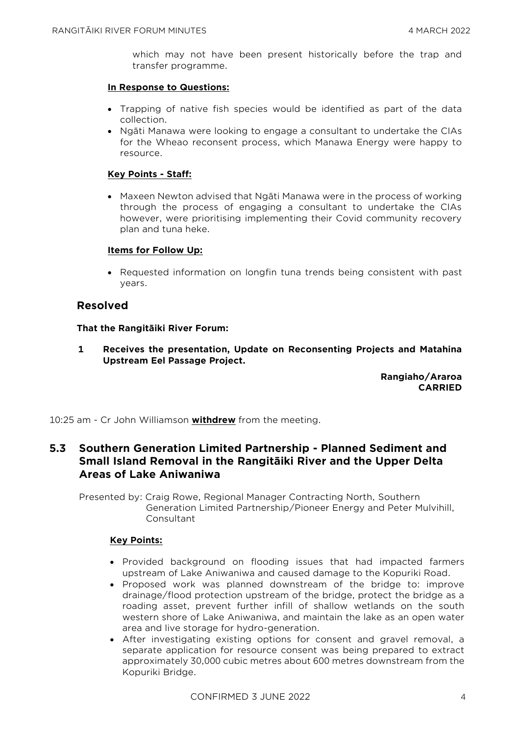which may not have been present historically before the trap and transfer programme.

**In Response to Questions:**

- Trapping of native fish species would be identified as part of the data collection.
- Ngāti Manawa were looking to engage a consultant to undertake the CIAs for the Wheao reconsent process, which Manawa Energy were happy to resource.

**Key Points - Staff:**

- Maxeen Newton advised that Ngāti Manawa were in the process of working through the process of engaging a consultant to undertake the CIAs however, were prioritising implementing their Covid community recovery plan and tuna heke.

**Items for Follow Up:**

- Requested information on longfin tuna trends being consistent with past years.

## Resolved

**That the Rangitāiki River Forum:**

**1 Receives the presentation, Update on Reconsenting Projects and Matahina Upstream Eel Passage Project.**

**Rangiaho/Araroa**
**CARRIED**

10:25 am - Cr John Williamson **withdrew** from the meeting.

## 5.3 Southern Generation Limited Partnership - Planned Sediment and Small Island Removal in the Rangitāiki River and the Upper Delta Areas of Lake Aniwaniwa

Presented by: Craig Rowe, Regional Manager Contracting North, Southern Generation Limited Partnership/Pioneer Energy and Peter Mulvihill, Consultant

**Key Points:**

- Provided background on flooding issues that had impacted farmers upstream of Lake Aniwaniwa and caused damage to the Kopuriki Road.
- Proposed work was planned downstream of the bridge to: improve drainage/flood protection upstream of the bridge, protect the bridge as a roading asset, prevent further infill of shallow wetlands on the south western shore of Lake Aniwaniwa, and maintain the lake as an open water area and live storage for hydro-generation.
- After investigating existing options for consent and gravel removal, a separate application for resource consent was being prepared to extract approximately 30,000 cubic metres about 600 metres downstream from the Kopuriki Bridge.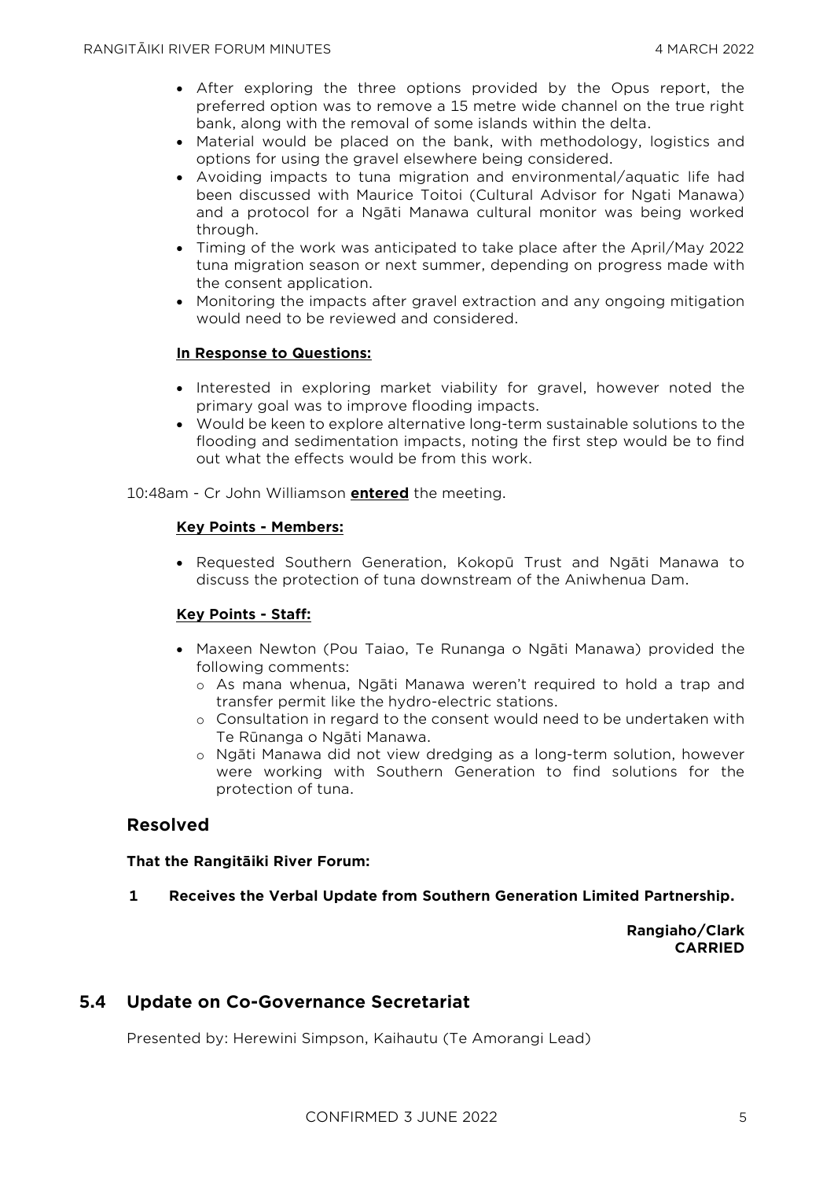- After exploring the three options provided by the Opus report, the preferred option was to remove a 15 metre wide channel on the true right bank, along with the removal of some islands within the delta.
- Material would be placed on the bank, with methodology, logistics and options for using the gravel elsewhere being considered.
- Avoiding impacts to tuna migration and environmental/aquatic life had been discussed with Maurice Toitoi (Cultural Advisor for Ngati Manawa) and a protocol for a Ngāti Manawa cultural monitor was being worked through.
- Timing of the work was anticipated to take place after the April/May 2022 tuna migration season or next summer, depending on progress made with the consent application.
- Monitoring the impacts after gravel extraction and any ongoing mitigation would need to be reviewed and considered.

**In Response to Questions:**

- Interested in exploring market viability for gravel, however noted the primary goal was to improve flooding impacts.
- Would be keen to explore alternative long-term sustainable solutions to the flooding and sedimentation impacts, noting the first step would be to find out what the effects would be from this work.

10:48am - Cr John Williamson **entered** the meeting.

**Key Points - Members:**

- Requested Southern Generation, Kokopū Trust and Ngāti Manawa to discuss the protection of tuna downstream of the Aniwhenua Dam.

**Key Points - Staff:**

- Maxeen Newton (Pou Taiao, Te Runanga o Ngāti Manawa) provided the following comments:
  - As mana whenua, Ngāti Manawa weren't required to hold a trap and transfer permit like the hydro-electric stations.
  - Consultation in regard to the consent would need to be undertaken with Te Rūnanga o Ngāti Manawa.
  - Ngāti Manawa did not view dredging as a long-term solution, however were working with Southern Generation to find solutions for the protection of tuna.

## Resolved

**That the Rangitāiki River Forum:**

**1 Receives the Verbal Update from Southern Generation Limited Partnership.**

**Rangiaho/Clark**
**CARRIED**

## 5.4 Update on Co-Governance Secretariat

Presented by: Herewini Simpson, Kaihautu (Te Amorangi Lead)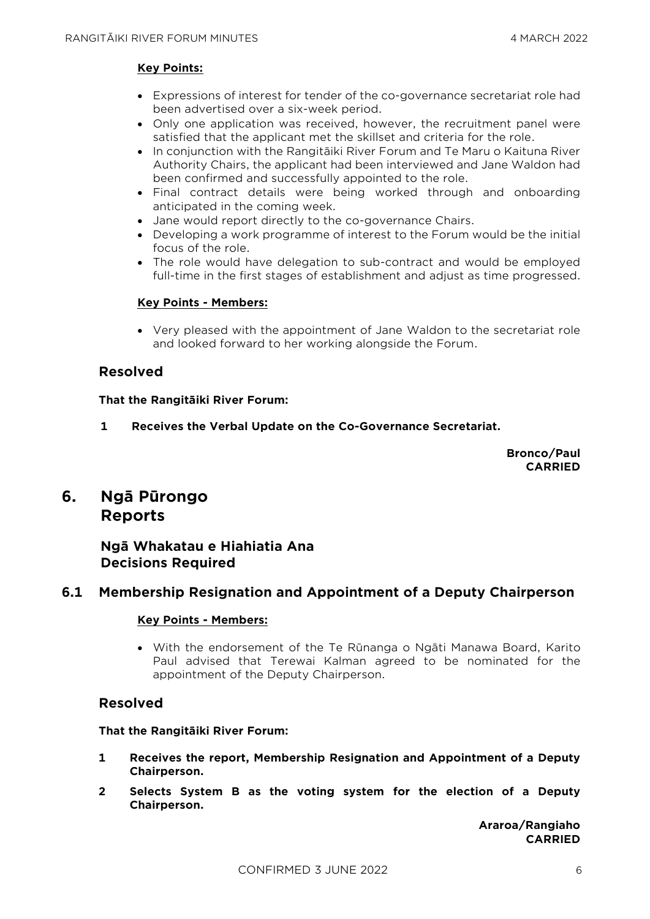**Key Points:**

- Expressions of interest for tender of the co-governance secretariat role had been advertised over a six-week period.
- Only one application was received, however, the recruitment panel were satisfied that the applicant met the skillset and criteria for the role.
- In conjunction with the Rangitāiki River Forum and Te Maru o Kaituna River Authority Chairs, the applicant had been interviewed and Jane Waldon had been confirmed and successfully appointed to the role.
- Final contract details were being worked through and onboarding anticipated in the coming week.
- Jane would report directly to the co-governance Chairs.
- Developing a work programme of interest to the Forum would be the initial focus of the role.
- The role would have delegation to sub-contract and would be employed full-time in the first stages of establishment and adjust as time progressed.

**Key Points - Members:**

- Very pleased with the appointment of Jane Waldon to the secretariat role and looked forward to her working alongside the Forum.

### Resolved

**That the Rangitāiki River Forum:**

**1 Receives the Verbal Update on the Co-Governance Secretariat.**

**Bronco/Paul**
**CARRIED**

# 6. Ngā Pūrongo Reports

## Ngā Whakatau e Hiahiatia Ana Decisions Required

## 6.1 Membership Resignation and Appointment of a Deputy Chairperson

**Key Points - Members:**

- With the endorsement of the Te Rūnanga o Ngāti Manawa Board, Karito Paul advised that Terewai Kalman agreed to be nominated for the appointment of the Deputy Chairperson.

### Resolved

**That the Rangitāiki River Forum:**

**1 Receives the report, Membership Resignation and Appointment of a Deputy Chairperson.**

**2 Selects System B as the voting system for the election of a Deputy Chairperson.**

**Araroa/Rangiaho**
**CARRIED**

CONFIRMED 3 JUNE 2022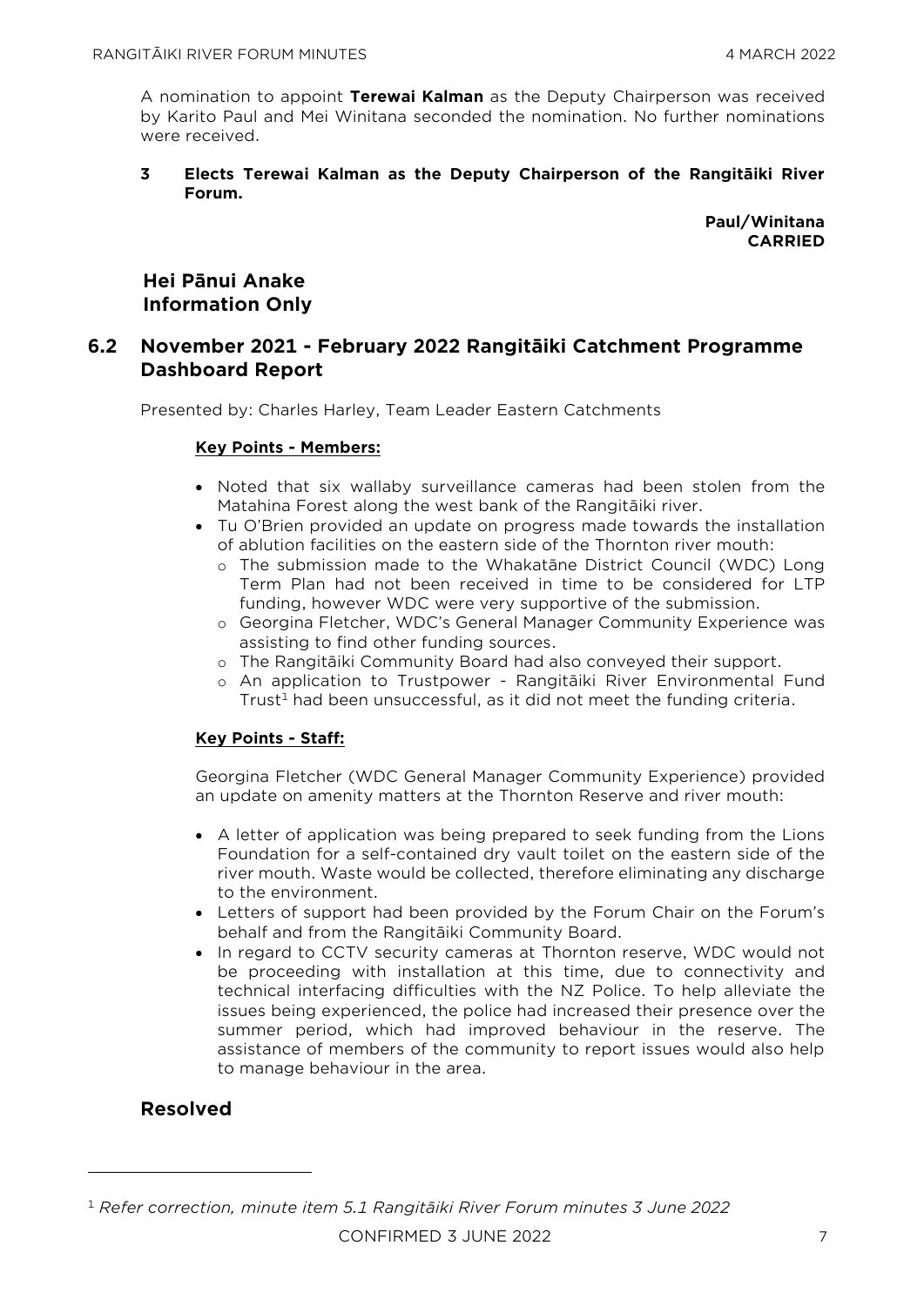A nomination to appoint **Terewai Kalman** as the Deputy Chairperson was received by Karito Paul and Mei Winitana seconded the nomination. No further nominations were received.

**3 Elects Terewai Kalman as the Deputy Chairperson of the Rangitāiki River Forum.**

**Paul/Winitana**
**CARRIED**

## Hei Pānui Anake
## Information Only

## 6.2 November 2021 - February 2022 Rangitāiki Catchment Programme Dashboard Report

Presented by: Charles Harley, Team Leader Eastern Catchments

**Key Points - Members:**

- Noted that six wallaby surveillance cameras had been stolen from the Matahina Forest along the west bank of the Rangitāiki river.
- Tu O'Brien provided an update on progress made towards the installation of ablution facilities on the eastern side of the Thornton river mouth:
  - The submission made to the Whakatāne District Council (WDC) Long Term Plan had not been received in time to be considered for LTP funding, however WDC were very supportive of the submission.
  - Georgina Fletcher, WDC's General Manager Community Experience was assisting to find other funding sources.
  - The Rangitāiki Community Board had also conveyed their support.
  - An application to Trustpower - Rangitāiki River Environmental Fund Trust[1] had been unsuccessful, as it did not meet the funding criteria.

**Key Points - Staff:**

Georgina Fletcher (WDC General Manager Community Experience) provided an update on amenity matters at the Thornton Reserve and river mouth:

- A letter of application was being prepared to seek funding from the Lions Foundation for a self-contained dry vault toilet on the eastern side of the river mouth. Waste would be collected, therefore eliminating any discharge to the environment.
- Letters of support had been provided by the Forum Chair on the Forum's behalf and from the Rangitāiki Community Board.
- In regard to CCTV security cameras at Thornton reserve, WDC would not be proceeding with installation at this time, due to connectivity and technical interfacing difficulties with the NZ Police. To help alleviate the issues being experienced, the police had increased their presence over the summer period, which had improved behaviour in the reserve. The assistance of members of the community to report issues would also help to manage behaviour in the area.

## Resolved

---

[1] *Refer correction, minute item 5.1 Rangitāiki River Forum minutes 3 June 2022*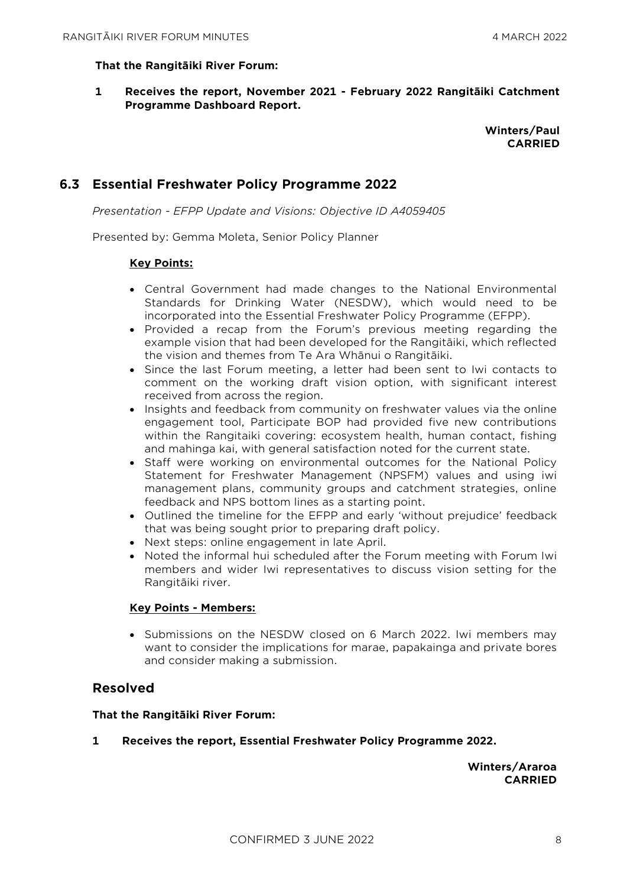**That the Rangitāiki River Forum:**

**1 Receives the report, November 2021 - February 2022 Rangitāiki Catchment Programme Dashboard Report.**

**Winters/Paul**
**CARRIED**

## 6.3 Essential Freshwater Policy Programme 2022

*Presentation - EFPP Update and Visions: Objective ID A4059405*

Presented by: Gemma Moleta, Senior Policy Planner

**Key Points:**

- Central Government had made changes to the National Environmental Standards for Drinking Water (NESDW), which would need to be incorporated into the Essential Freshwater Policy Programme (EFPP).
- Provided a recap from the Forum's previous meeting regarding the example vision that had been developed for the Rangitāiki, which reflected the vision and themes from Te Ara Whānui o Rangitāiki.
- Since the last Forum meeting, a letter had been sent to Iwi contacts to comment on the working draft vision option, with significant interest received from across the region.
- Insights and feedback from community on freshwater values via the online engagement tool, Participate BOP had provided five new contributions within the Rangitaiki covering: ecosystem health, human contact, fishing and mahinga kai, with general satisfaction noted for the current state.
- Staff were working on environmental outcomes for the National Policy Statement for Freshwater Management (NPSFM) values and using iwi management plans, community groups and catchment strategies, online feedback and NPS bottom lines as a starting point.
- Outlined the timeline for the EFPP and early 'without prejudice' feedback that was being sought prior to preparing draft policy.
- Next steps: online engagement in late April.
- Noted the informal hui scheduled after the Forum meeting with Forum Iwi members and wider Iwi representatives to discuss vision setting for the Rangitāiki river.

**Key Points - Members:**

- Submissions on the NESDW closed on 6 March 2022. Iwi members may want to consider the implications for marae, papakainga and private bores and consider making a submission.

### Resolved

**That the Rangitāiki River Forum:**

**1 Receives the report, Essential Freshwater Policy Programme 2022.**

**Winters/Araroa**
**CARRIED**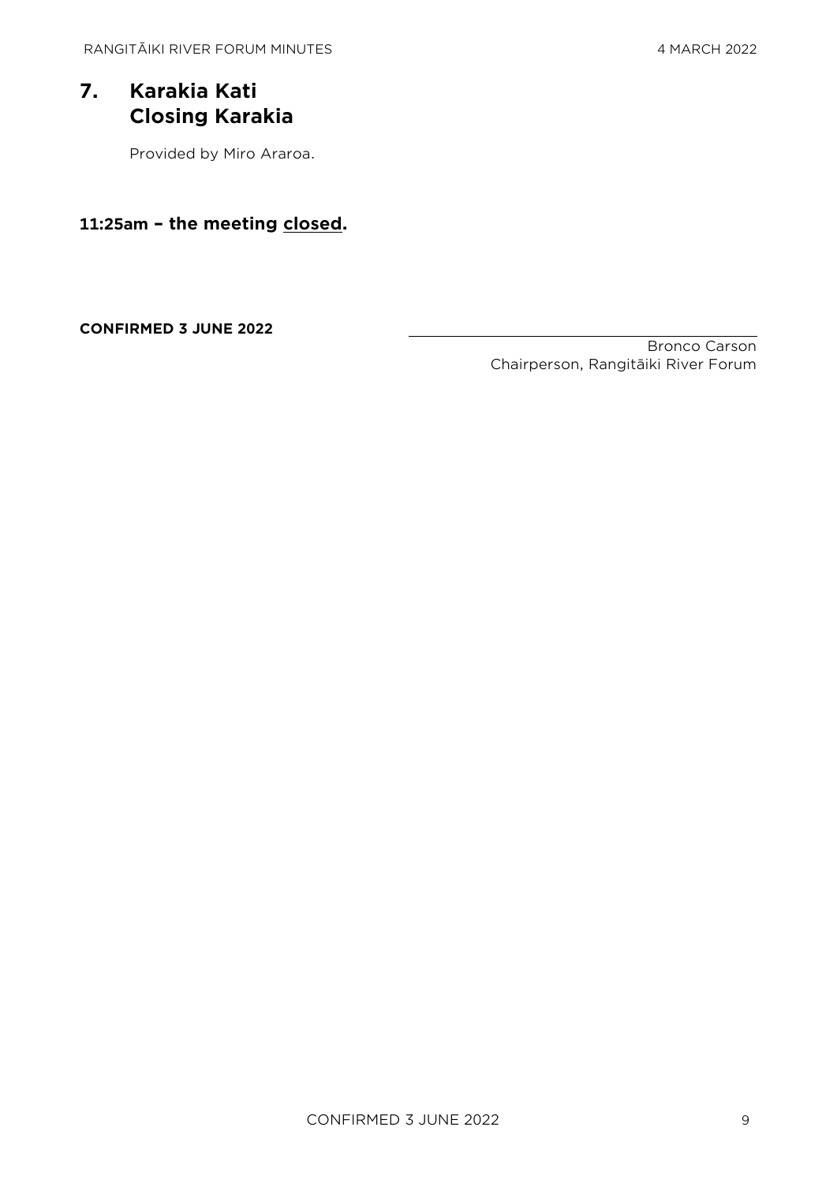## 7. Karakia Kati Closing Karakia

Provided by Miro Araroa.

**11:25am – the meeting closed.**

**CONFIRMED 3 JUNE 2022**

\_\_\_\_\_\_\_\_\_\_\_\_\_\_\_\_\_\_\_\_\_\_\_\_\_\_\_\_\_\_\_\_\_\_\_\_\_\_\_\_

Bronco Carson
Chairperson, Rangitāiki River Forum